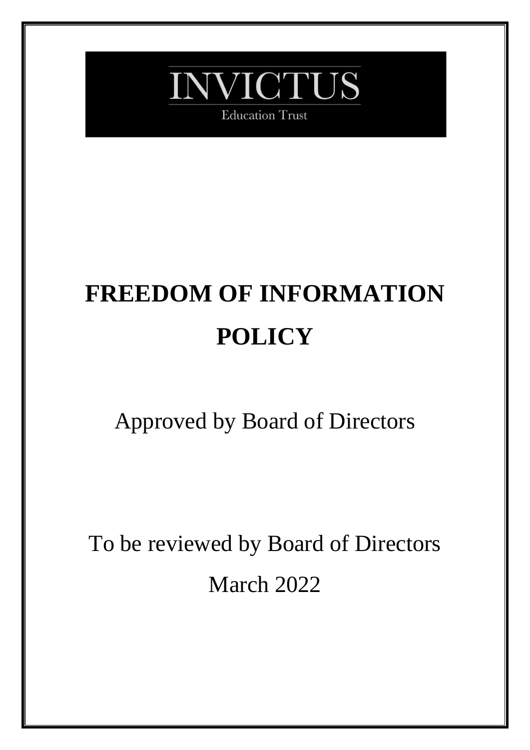INVICTUS

Education Trust

# FREEDOM OF INFORMATION POLICY

Approved by Board of Directors

To be reviewed by Board of Directors

March 2022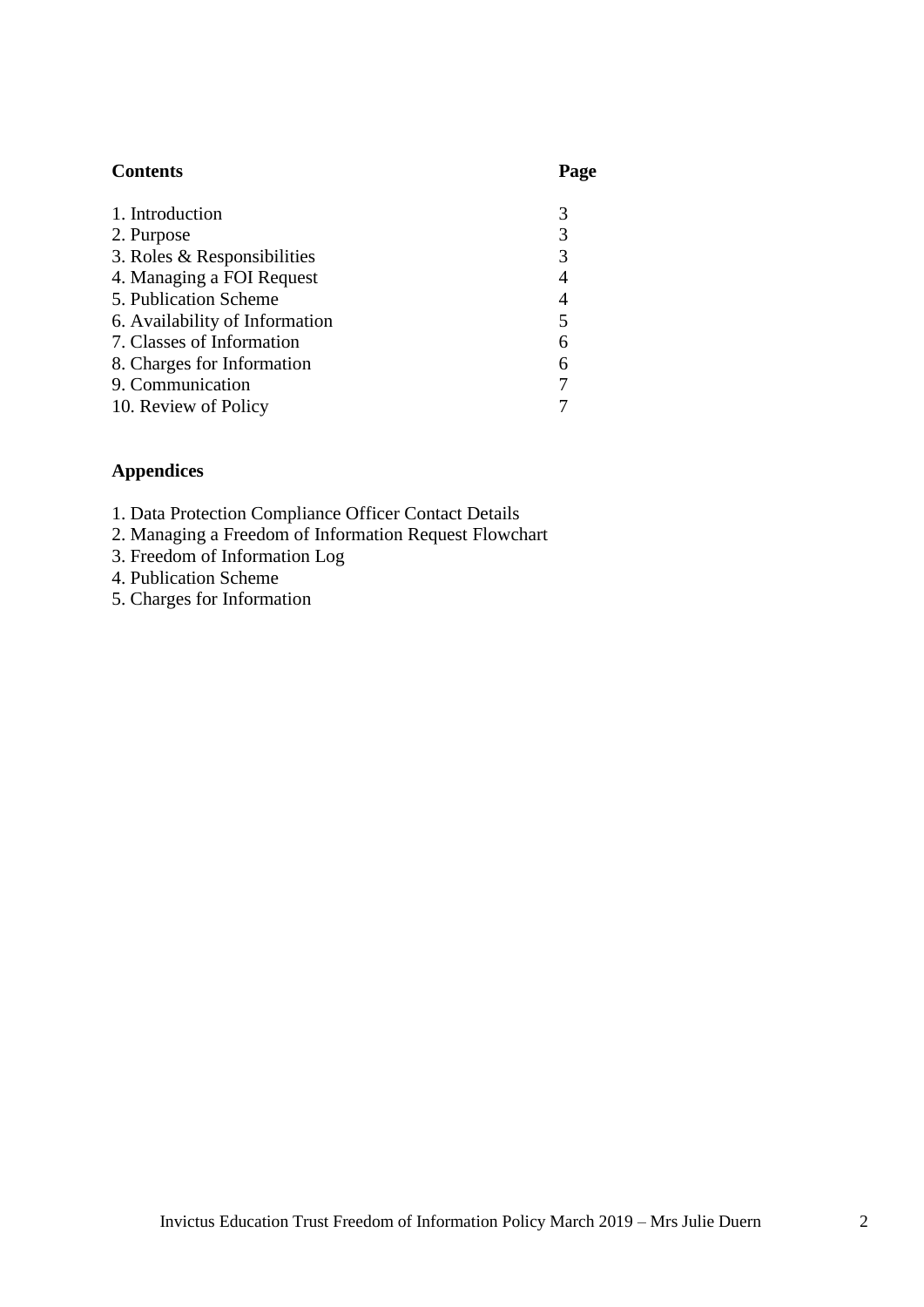| **Contents** | **Page** |
|---|---|
| 1. Introduction | 3 |
| 2. Purpose | 3 |
| 3. Roles & Responsibilities | 3 |
| 4. Managing a FOI Request | 4 |
| 5. Publication Scheme | 4 |
| 6. Availability of Information | 5 |
| 7. Classes of Information | 6 |
| 8. Charges for Information | 6 |
| 9. Communication | 7 |
| 10. Review of Policy | 7 |

**Appendices**

1. Data Protection Compliance Officer Contact Details
2. Managing a Freedom of Information Request Flowchart
3. Freedom of Information Log
4. Publication Scheme
5. Charges for Information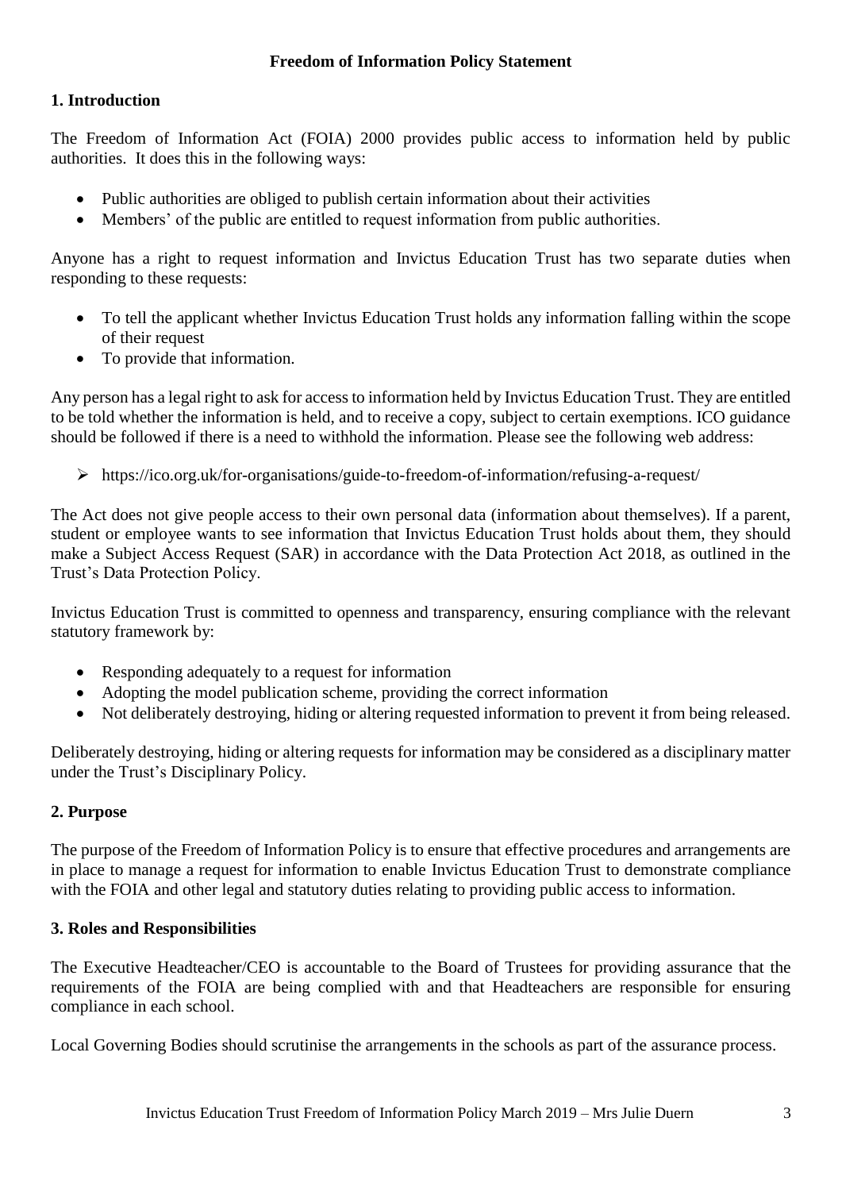**Freedom of Information Policy Statement**

## 1. Introduction

The Freedom of Information Act (FOIA) 2000 provides public access to information held by public authorities. It does this in the following ways:

- Public authorities are obliged to publish certain information about their activities
- Members' of the public are entitled to request information from public authorities.

Anyone has a right to request information and Invictus Education Trust has two separate duties when responding to these requests:

- To tell the applicant whether Invictus Education Trust holds any information falling within the scope of their request
- To provide that information.

Any person has a legal right to ask for access to information held by Invictus Education Trust. They are entitled to be told whether the information is held, and to receive a copy, subject to certain exemptions. ICO guidance should be followed if there is a need to withhold the information. Please see the following web address:

- https://ico.org.uk/for-organisations/guide-to-freedom-of-information/refusing-a-request/

The Act does not give people access to their own personal data (information about themselves). If a parent, student or employee wants to see information that Invictus Education Trust holds about them, they should make a Subject Access Request (SAR) in accordance with the Data Protection Act 2018, as outlined in the Trust's Data Protection Policy.

Invictus Education Trust is committed to openness and transparency, ensuring compliance with the relevant statutory framework by:

- Responding adequately to a request for information
- Adopting the model publication scheme, providing the correct information
- Not deliberately destroying, hiding or altering requested information to prevent it from being released.

Deliberately destroying, hiding or altering requests for information may be considered as a disciplinary matter under the Trust's Disciplinary Policy.

## 2. Purpose

The purpose of the Freedom of Information Policy is to ensure that effective procedures and arrangements are in place to manage a request for information to enable Invictus Education Trust to demonstrate compliance with the FOIA and other legal and statutory duties relating to providing public access to information.

## 3. Roles and Responsibilities

The Executive Headteacher/CEO is accountable to the Board of Trustees for providing assurance that the requirements of the FOIA are being complied with and that Headteachers are responsible for ensuring compliance in each school.

Local Governing Bodies should scrutinise the arrangements in the schools as part of the assurance process.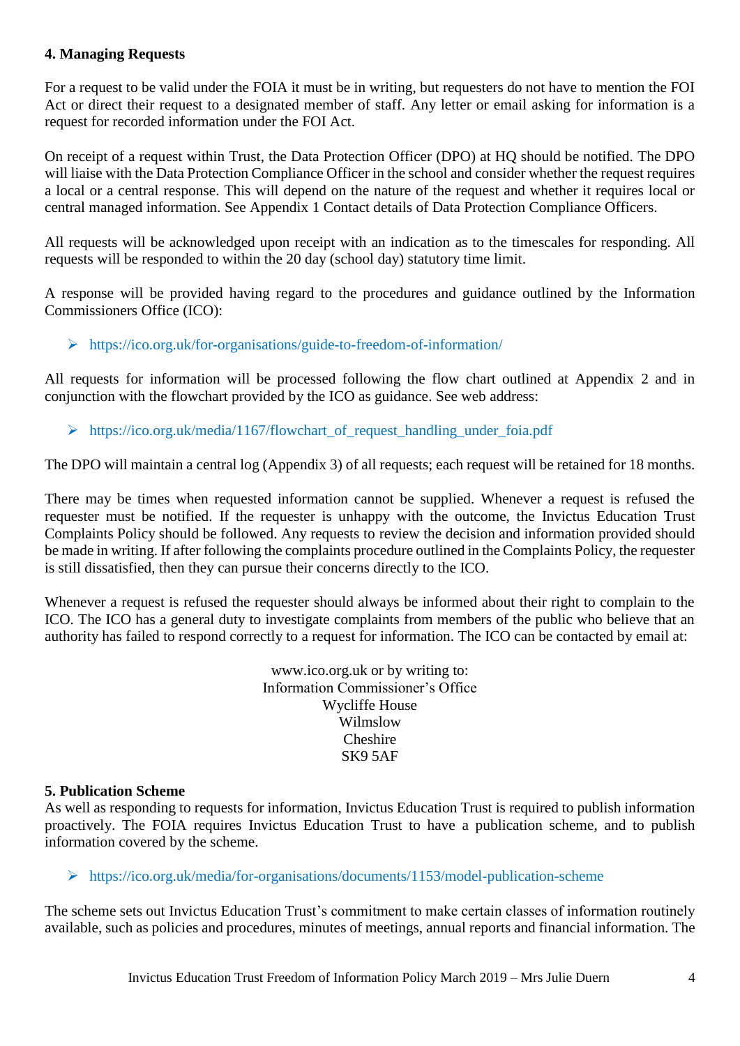### 4. Managing Requests

For a request to be valid under the FOIA it must be in writing, but requesters do not have to mention the FOI Act or direct their request to a designated member of staff. Any letter or email asking for information is a request for recorded information under the FOI Act.

On receipt of a request within Trust, the Data Protection Officer (DPO) at HQ should be notified. The DPO will liaise with the Data Protection Compliance Officer in the school and consider whether the request requires a local or a central response. This will depend on the nature of the request and whether it requires local or central managed information. See Appendix 1 Contact details of Data Protection Compliance Officers.

All requests will be acknowledged upon receipt with an indication as to the timescales for responding. All requests will be responded to within the 20 day (school day) statutory time limit.

A response will be provided having regard to the procedures and guidance outlined by the Information Commissioners Office (ICO):

- https://ico.org.uk/for-organisations/guide-to-freedom-of-information/

All requests for information will be processed following the flow chart outlined at Appendix 2 and in conjunction with the flowchart provided by the ICO as guidance. See web address:

- https://ico.org.uk/media/1167/flowchart_of_request_handling_under_foia.pdf

The DPO will maintain a central log (Appendix 3) of all requests; each request will be retained for 18 months.

There may be times when requested information cannot be supplied. Whenever a request is refused the requester must be notified. If the requester is unhappy with the outcome, the Invictus Education Trust Complaints Policy should be followed. Any requests to review the decision and information provided should be made in writing. If after following the complaints procedure outlined in the Complaints Policy, the requester is still dissatisfied, then they can pursue their concerns directly to the ICO.

Whenever a request is refused the requester should always be informed about their right to complain to the ICO. The ICO has a general duty to investigate complaints from members of the public who believe that an authority has failed to respond correctly to a request for information. The ICO can be contacted by email at:

www.ico.org.uk or by writing to:
Information Commissioner's Office
Wycliffe House
Wilmslow
Cheshire
SK9 5AF

### 5. Publication Scheme

As well as responding to requests for information, Invictus Education Trust is required to publish information proactively. The FOIA requires Invictus Education Trust to have a publication scheme, and to publish information covered by the scheme.

- https://ico.org.uk/media/for-organisations/documents/1153/model-publication-scheme

The scheme sets out Invictus Education Trust's commitment to make certain classes of information routinely available, such as policies and procedures, minutes of meetings, annual reports and financial information. The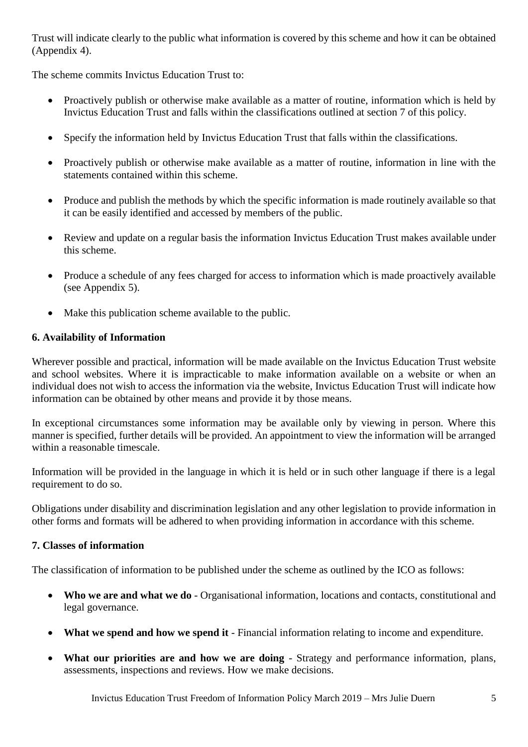Trust will indicate clearly to the public what information is covered by this scheme and how it can be obtained (Appendix 4).

The scheme commits Invictus Education Trust to:

- Proactively publish or otherwise make available as a matter of routine, information which is held by Invictus Education Trust and falls within the classifications outlined at section 7 of this policy.
- Specify the information held by Invictus Education Trust that falls within the classifications.
- Proactively publish or otherwise make available as a matter of routine, information in line with the statements contained within this scheme.
- Produce and publish the methods by which the specific information is made routinely available so that it can be easily identified and accessed by members of the public.
- Review and update on a regular basis the information Invictus Education Trust makes available under this scheme.
- Produce a schedule of any fees charged for access to information which is made proactively available (see Appendix 5).
- Make this publication scheme available to the public.

**6. Availability of Information**

Wherever possible and practical, information will be made available on the Invictus Education Trust website and school websites. Where it is impracticable to make information available on a website or when an individual does not wish to access the information via the website, Invictus Education Trust will indicate how information can be obtained by other means and provide it by those means.

In exceptional circumstances some information may be available only by viewing in person. Where this manner is specified, further details will be provided. An appointment to view the information will be arranged within a reasonable timescale.

Information will be provided in the language in which it is held or in such other language if there is a legal requirement to do so.

Obligations under disability and discrimination legislation and any other legislation to provide information in other forms and formats will be adhered to when providing information in accordance with this scheme.

**7. Classes of information**

The classification of information to be published under the scheme as outlined by the ICO as follows:

- **Who we are and what we do** - Organisational information, locations and contacts, constitutional and legal governance.
- **What we spend and how we spend it** - Financial information relating to income and expenditure.
- **What our priorities are and how we are doing** - Strategy and performance information, plans, assessments, inspections and reviews. How we make decisions.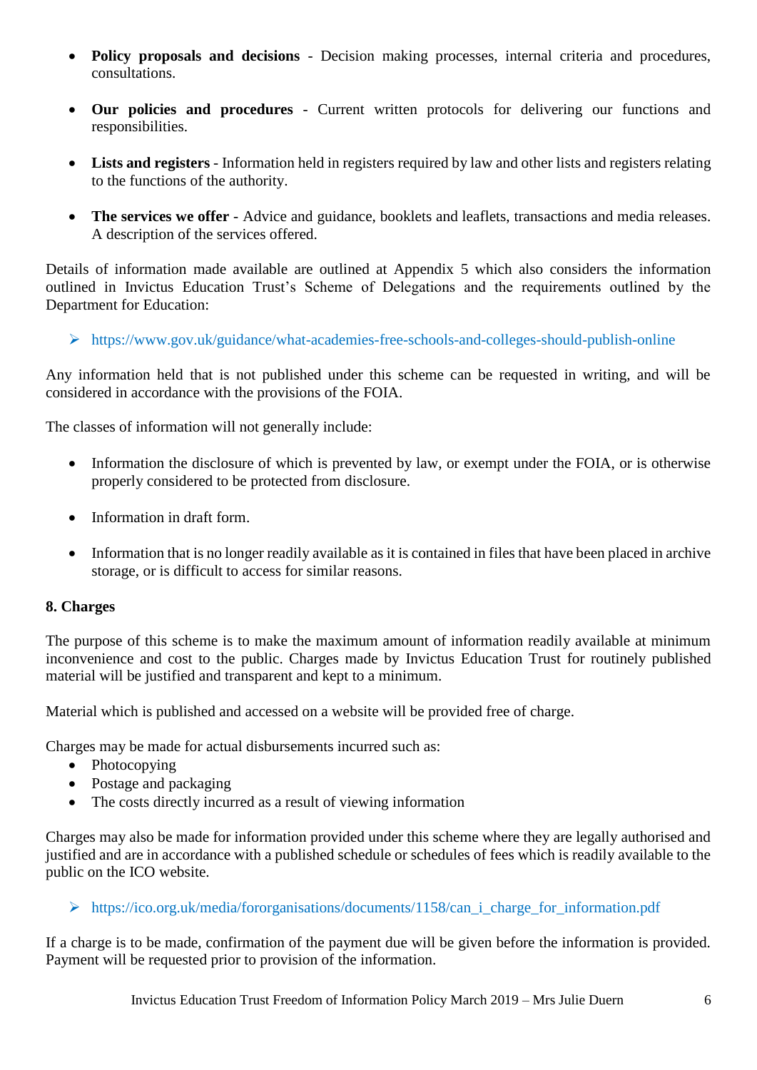- **Policy proposals and decisions** - Decision making processes, internal criteria and procedures, consultations.

- **Our policies and procedures** - Current written protocols for delivering our functions and responsibilities.

- **Lists and registers** - Information held in registers required by law and other lists and registers relating to the functions of the authority.

- **The services we offer** - Advice and guidance, booklets and leaflets, transactions and media releases. A description of the services offered.

Details of information made available are outlined at Appendix 5 which also considers the information outlined in Invictus Education Trust's Scheme of Delegations and the requirements outlined by the Department for Education:

- https://www.gov.uk/guidance/what-academies-free-schools-and-colleges-should-publish-online

Any information held that is not published under this scheme can be requested in writing, and will be considered in accordance with the provisions of the FOIA.

The classes of information will not generally include:

- Information the disclosure of which is prevented by law, or exempt under the FOIA, or is otherwise properly considered to be protected from disclosure.

- Information in draft form.

- Information that is no longer readily available as it is contained in files that have been placed in archive storage, or is difficult to access for similar reasons.

**8. Charges**

The purpose of this scheme is to make the maximum amount of information readily available at minimum inconvenience and cost to the public. Charges made by Invictus Education Trust for routinely published material will be justified and transparent and kept to a minimum.

Material which is published and accessed on a website will be provided free of charge.

Charges may be made for actual disbursements incurred such as:

- Photocopying
- Postage and packaging
- The costs directly incurred as a result of viewing information

Charges may also be made for information provided under this scheme where they are legally authorised and justified and are in accordance with a published schedule or schedules of fees which is readily available to the public on the ICO website.

- https://ico.org.uk/media/fororganisations/documents/1158/can_i_charge_for_information.pdf

If a charge is to be made, confirmation of the payment due will be given before the information is provided. Payment will be requested prior to provision of the information.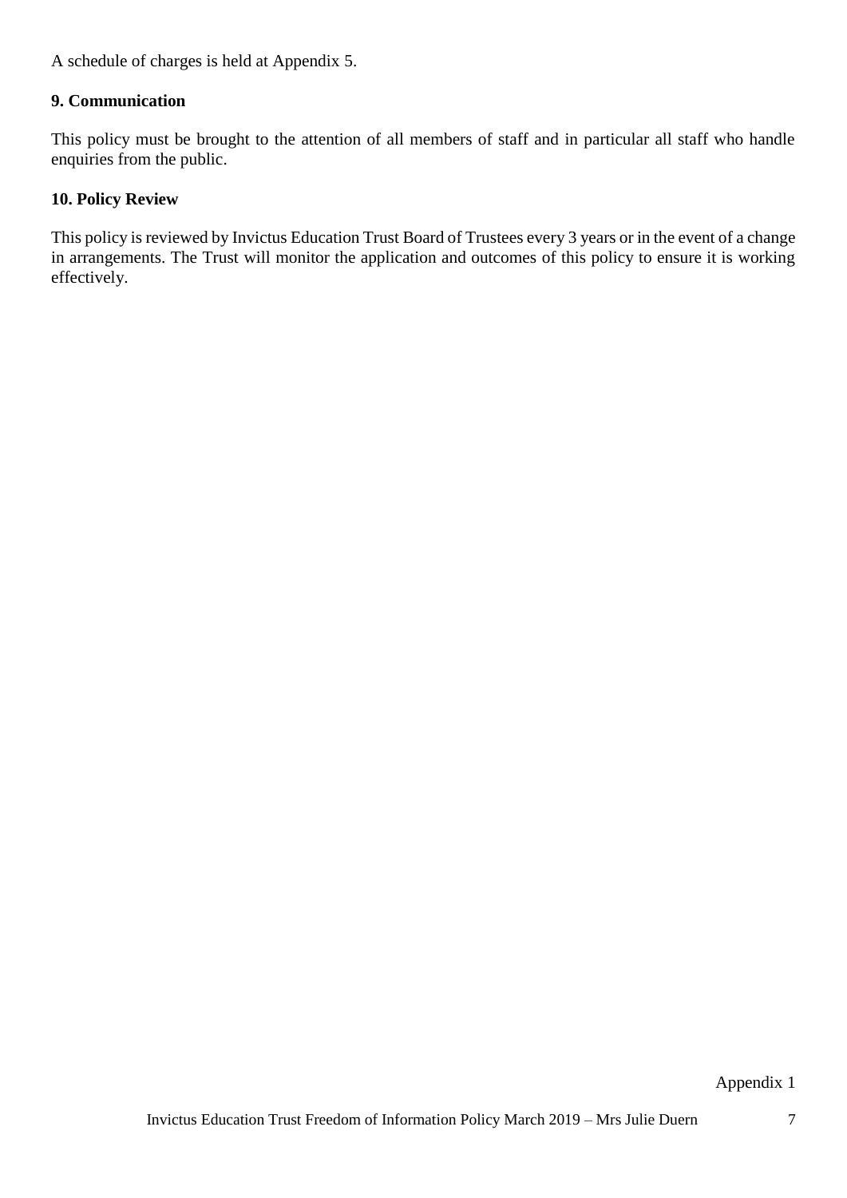A schedule of charges is held at Appendix 5.

**9. Communication**

This policy must be brought to the attention of all members of staff and in particular all staff who handle enquiries from the public.

**10. Policy Review**

This policy is reviewed by Invictus Education Trust Board of Trustees every 3 years or in the event of a change in arrangements. The Trust will monitor the application and outcomes of this policy to ensure it is working effectively.

Appendix 1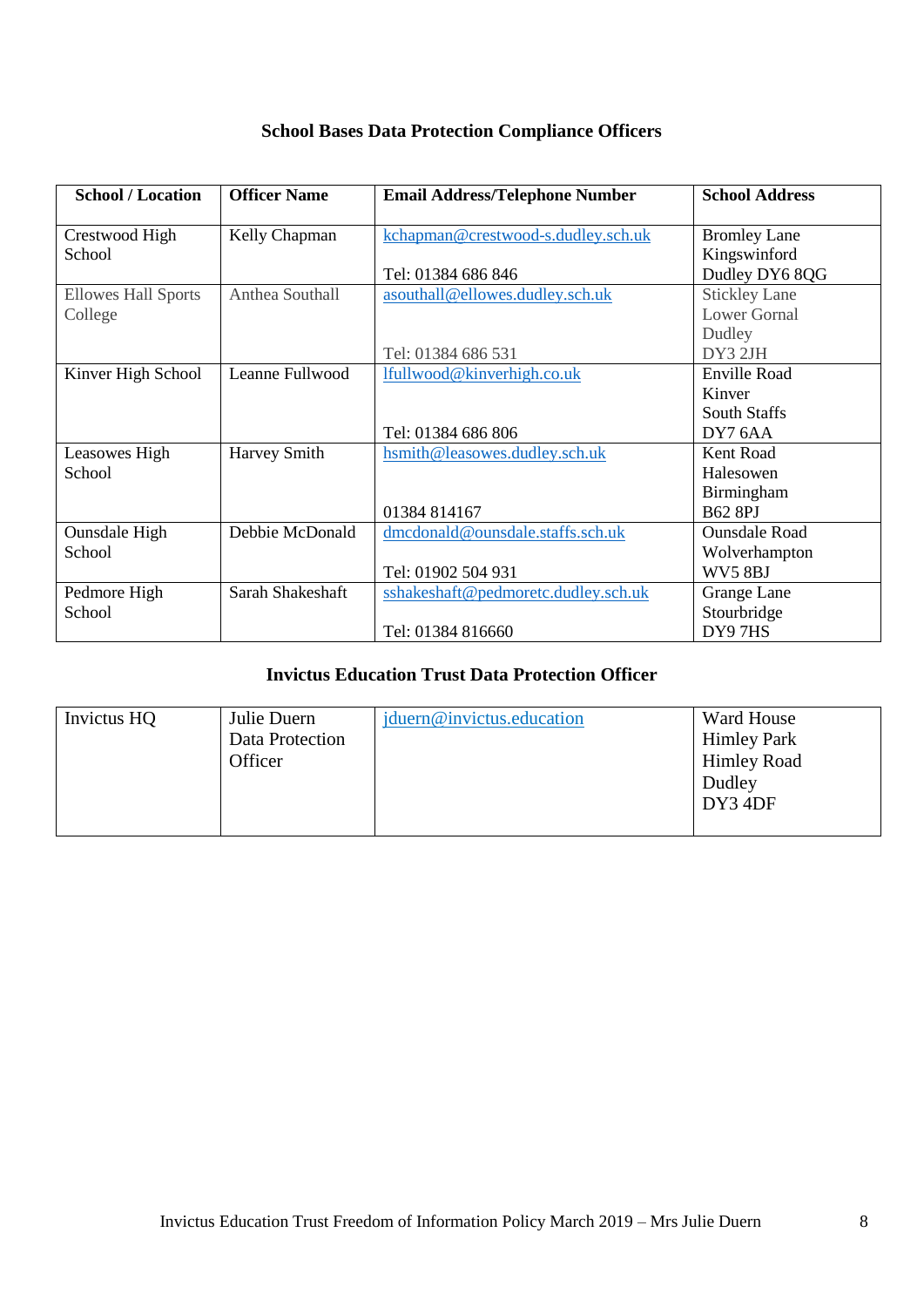**School Bases Data Protection Compliance Officers**

| School / Location | Officer Name | Email Address/Telephone Number | School Address |
|---|---|---|---|
| Crestwood High School | Kelly Chapman | kchapman@crestwood-s.dudley.sch.uk<br><br>Tel: 01384 686 846 | Bromley Lane<br>Kingswinford<br>Dudley DY6 8QG |
| Ellowes Hall Sports College | Anthea Southall | asouthall@ellowes.dudley.sch.uk<br><br>Tel: 01384 686 531 | Stickley Lane<br>Lower Gornal<br>Dudley<br>DY3 2JH |
| Kinver High School | Leanne Fullwood | lfullwood@kinverhigh.co.uk<br><br>Tel: 01384 686 806 | Enville Road<br>Kinver<br>South Staffs<br>DY7 6AA |
| Leasowes High School | Harvey Smith | hsmith@leasowes.dudley.sch.uk<br><br>01384 814167 | Kent Road<br>Halesowen<br>Birmingham<br>B62 8PJ |
| Ounsdale High School | Debbie McDonald | dmcdonald@ounsdale.staffs.sch.uk<br><br>Tel: 01902 504 931 | Ounsdale Road<br>Wolverhampton<br>WV5 8BJ |
| Pedmore High School | Sarah Shakeshaft | sshakeshaft@pedmoretc.dudley.sch.uk<br><br>Tel: 01384 816660 | Grange Lane<br>Stourbridge<br>DY9 7HS |

**Invictus Education Trust Data Protection Officer**

| | | | |
|---|---|---|---|
| Invictus HQ | Julie Duern<br>Data Protection Officer | jduern@invictus.education | Ward House<br>Himley Park<br>Himley Road<br>Dudley<br>DY3 4DF |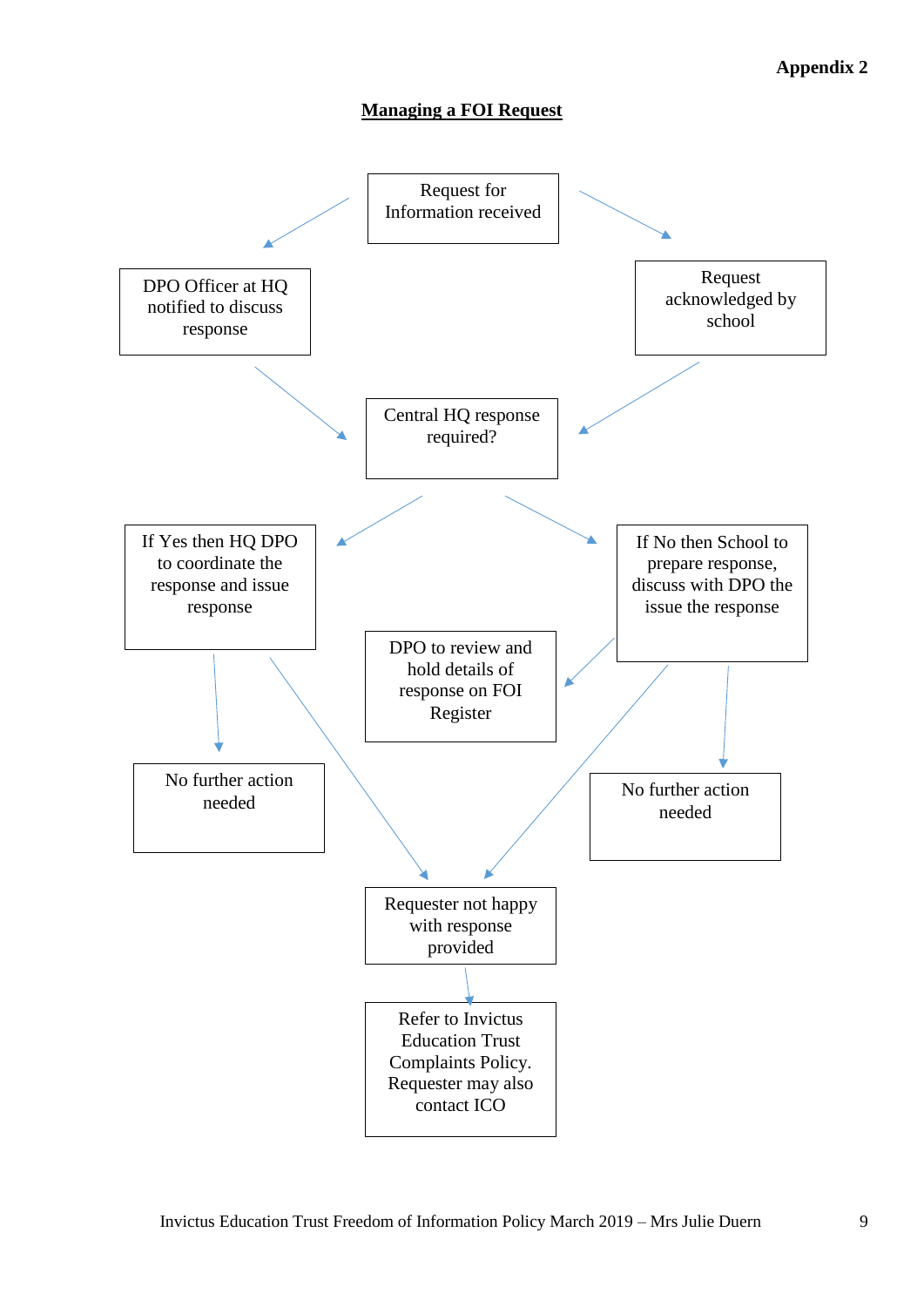**Appendix 2**

## Managing a FOI Request

Request for Information received

DPO Officer at HQ notified to discuss response

Request acknowledged by school

Central HQ response required?

If Yes then HQ DPO to coordinate the response and issue response

If No then School to prepare response, discuss with DPO the issue the response

DPO to review and hold details of response on FOI Register

No further action needed

No further action needed

Requester not happy with response provided

Refer to Invictus Education Trust Complaints Policy. Requester may also contact ICO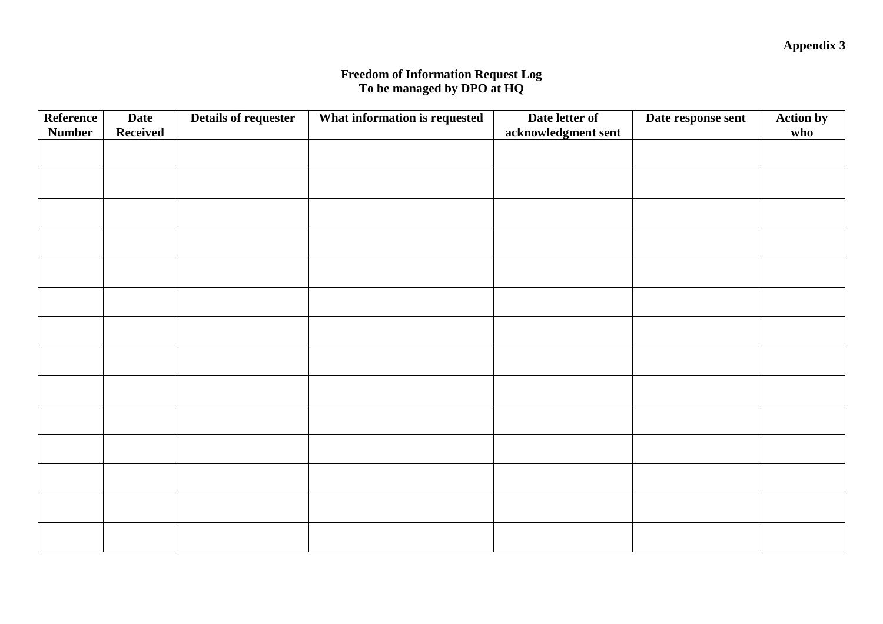**Appendix 3**

**Freedom of Information Request Log**
**To be managed by DPO at HQ**

| Reference Number | Date Received | Details of requester | What information is requested | Date letter of acknowledgment sent | Date response sent | Action by who |
|---|---|---|---|---|---|---|
| | | | | | | |
| | | | | | | |
| | | | | | | |
| | | | | | | |
| | | | | | | |
| | | | | | | |
| | | | | | | |
| | | | | | | |
| | | | | | | |
| | | | | | | |
| | | | | | | |
| | | | | | | |
| | | | | | | |
| | | | | | | |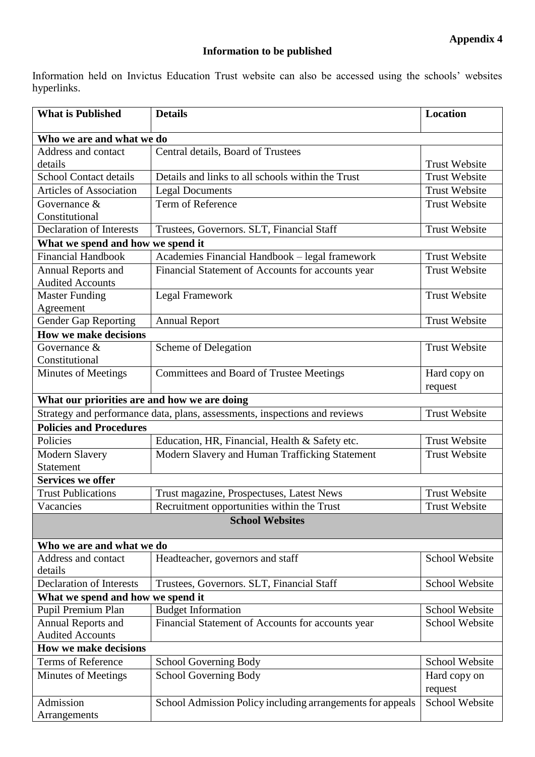**Appendix 4**

**Information to be published**

Information held on Invictus Education Trust website can also be accessed using the schools' websites hyperlinks.

| What is Published | Details | Location |
|---|---|---|
| **Who we are and what we do** | | |
| Address and contact details | Central details, Board of Trustees | Trust Website |
| School Contact details | Details and links to all schools within the Trust | Trust Website |
| Articles of Association | Legal Documents | Trust Website |
| Governance & Constitutional | Term of Reference | Trust Website |
| Declaration of Interests | Trustees, Governors. SLT, Financial Staff | Trust Website |
| **What we spend and how we spend it** | | |
| Financial Handbook | Academies Financial Handbook – legal framework | Trust Website |
| Annual Reports and Audited Accounts | Financial Statement of Accounts for accounts year | Trust Website |
| Master Funding Agreement | Legal Framework | Trust Website |
| Gender Gap Reporting | Annual Report | Trust Website |
| **How we make decisions** | | |
| Governance & Constitutional | Scheme of Delegation | Trust Website |
| Minutes of Meetings | Committees and Board of Trustee Meetings | Hard copy on request |
| **What our priorities are and how we are doing** | | |
| Strategy and performance data, plans, assessments, inspections and reviews | | Trust Website |
| **Policies and Procedures** | | |
| Policies | Education, HR, Financial, Health & Safety etc. | Trust Website |
| Modern Slavery Statement | Modern Slavery and Human Trafficking Statement | Trust Website |
| **Services we offer** | | |
| Trust Publications | Trust magazine, Prospectuses, Latest News | Trust Website |
| Vacancies | Recruitment opportunities within the Trust | Trust Website |
| **School Websites** | | |
| **Who we are and what we do** | | |
| Address and contact details | Headteacher, governors and staff | School Website |
| Declaration of Interests | Trustees, Governors. SLT, Financial Staff | School Website |
| **What we spend and how we spend it** | | |
| Pupil Premium Plan | Budget Information | School Website |
| Annual Reports and Audited Accounts | Financial Statement of Accounts for accounts year | School Website |
| **How we make decisions** | | |
| Terms of Reference | School Governing Body | School Website |
| Minutes of Meetings | School Governing Body | Hard copy on request |
| Admission Arrangements | School Admission Policy including arrangements for appeals | School Website |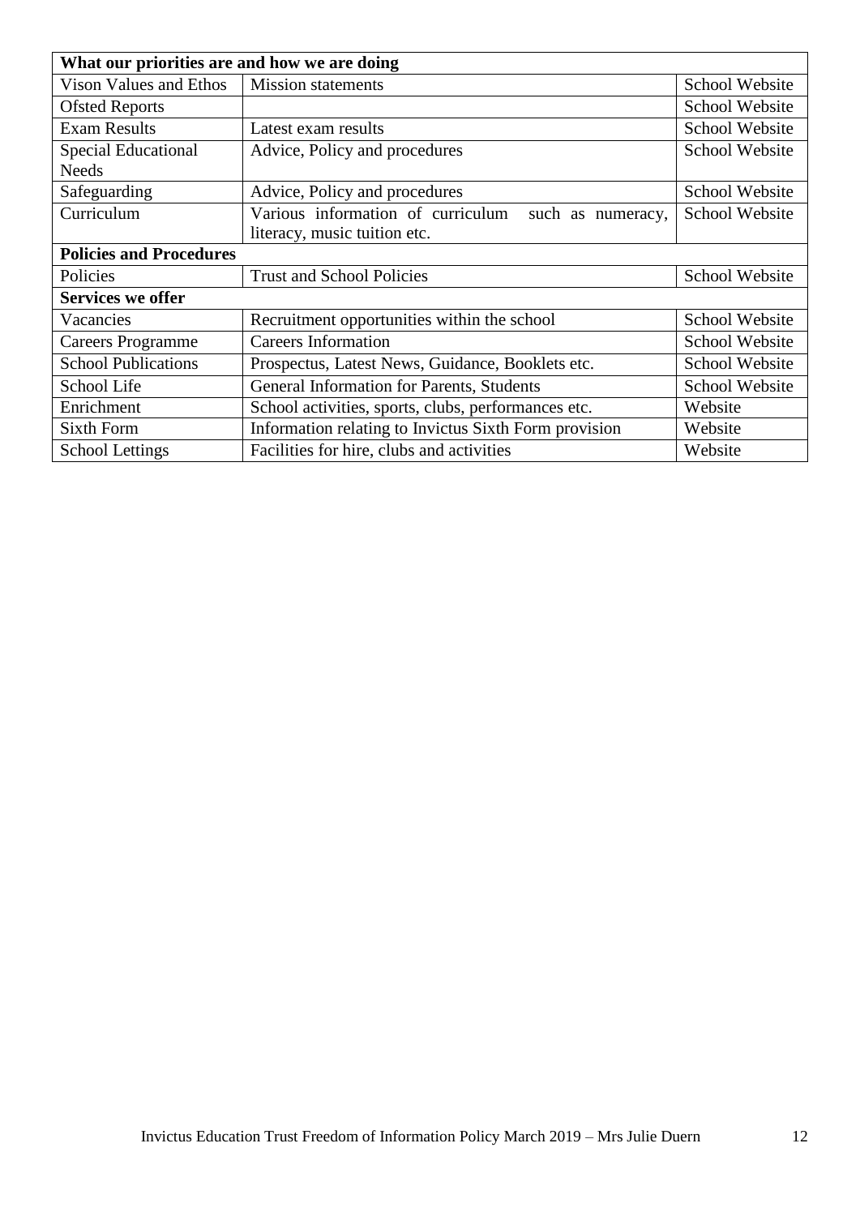| What our priorities are and how we are doing | | |
|---|---|---|
| Vison Values and Ethos | Mission statements | School Website |
| Ofsted Reports | | School Website |
| Exam Results | Latest exam results | School Website |
| Special Educational Needs | Advice, Policy and procedures | School Website |
| Safeguarding | Advice, Policy and procedures | School Website |
| Curriculum | Various information of curriculum such as numeracy, literacy, music tuition etc. | School Website |
| **Policies and Procedures** | | |
| Policies | Trust and School Policies | School Website |
| **Services we offer** | | |
| Vacancies | Recruitment opportunities within the school | School Website |
| Careers Programme | Careers Information | School Website |
| School Publications | Prospectus, Latest News, Guidance, Booklets etc. | School Website |
| School Life | General Information for Parents, Students | School Website |
| Enrichment | School activities, sports, clubs, performances etc. | Website |
| Sixth Form | Information relating to Invictus Sixth Form provision | Website |
| School Lettings | Facilities for hire, clubs and activities | Website |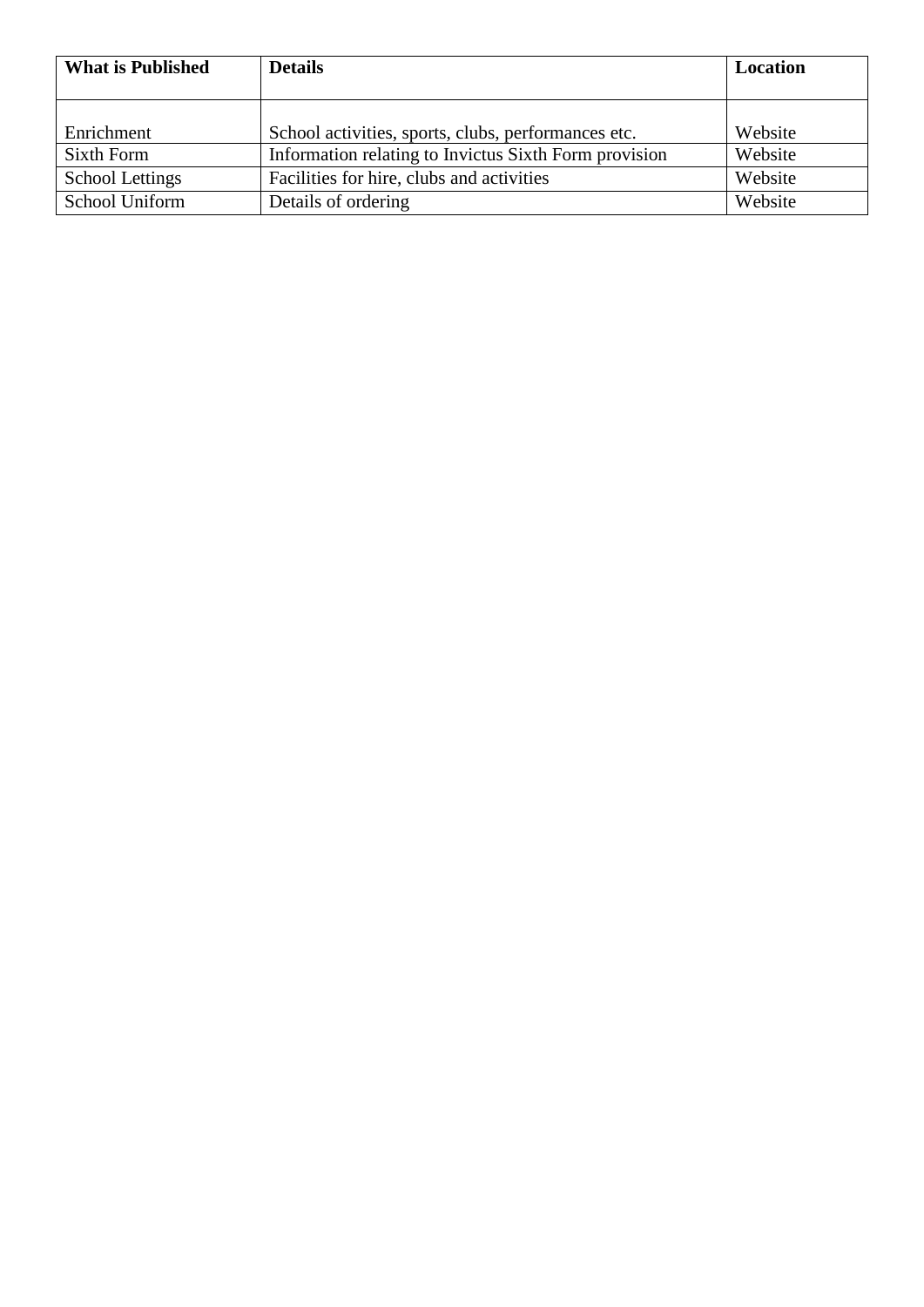| What is Published | Details | Location |
|---|---|---|
| Enrichment | School activities, sports, clubs, performances etc. | Website |
| Sixth Form | Information relating to Invictus Sixth Form provision | Website |
| School Lettings | Facilities for hire, clubs and activities | Website |
| School Uniform | Details of ordering | Website |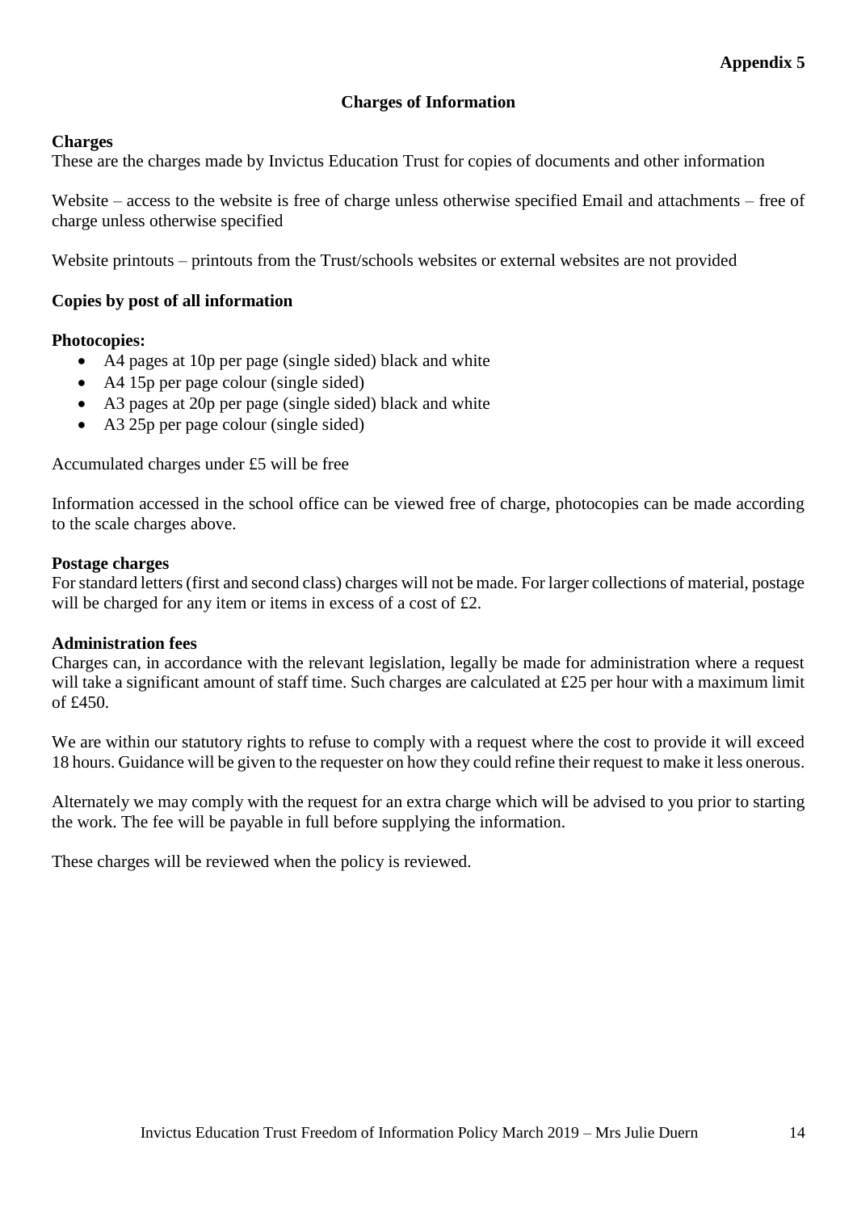**Appendix 5**

# Charges of Information

**Charges**

These are the charges made by Invictus Education Trust for copies of documents and other information

Website – access to the website is free of charge unless otherwise specified Email and attachments – free of charge unless otherwise specified

Website printouts – printouts from the Trust/schools websites or external websites are not provided

**Copies by post of all information**

**Photocopies:**

- A4 pages at 10p per page (single sided) black and white
- A4 15p per page colour (single sided)
- A3 pages at 20p per page (single sided) black and white
- A3 25p per page colour (single sided)

Accumulated charges under £5 will be free

Information accessed in the school office can be viewed free of charge, photocopies can be made according to the scale charges above.

**Postage charges**

For standard letters (first and second class) charges will not be made. For larger collections of material, postage will be charged for any item or items in excess of a cost of £2.

**Administration fees**

Charges can, in accordance with the relevant legislation, legally be made for administration where a request will take a significant amount of staff time. Such charges are calculated at £25 per hour with a maximum limit of £450.

We are within our statutory rights to refuse to comply with a request where the cost to provide it will exceed 18 hours. Guidance will be given to the requester on how they could refine their request to make it less onerous.

Alternately we may comply with the request for an extra charge which will be advised to you prior to starting the work. The fee will be payable in full before supplying the information.

These charges will be reviewed when the policy is reviewed.